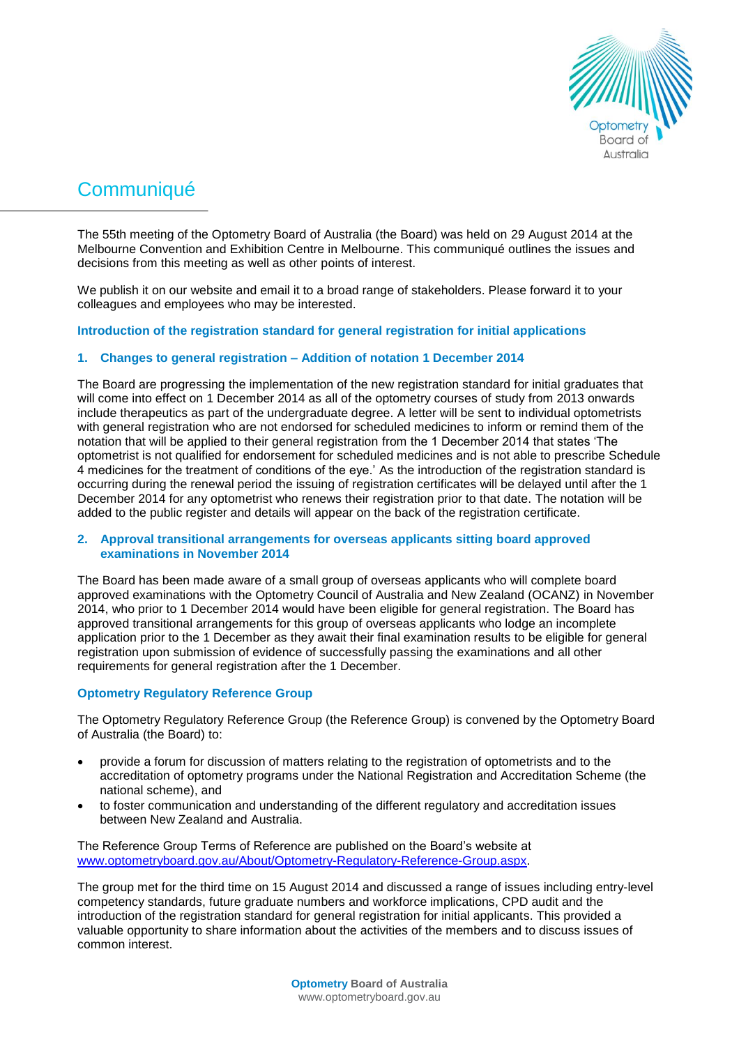// Communiqué

# Communiqué

The 55th meeting of the Optometry Board of Australia (the Board) was held on 29 August 2014 at the Melbourne Convention and Exhibition Centre in Melbourne. This communiqué outlines the issues and decisions from this meeting as well as other points of interest.

We publish it on our website and email it to a broad range of stakeholders. Please forward it to your colleagues and employees who may be interested.

## Introduction of the registration standard for general registration for initial applications

### 1. Changes to general registration – Addition of notation 1 December 2014

The Board are progressing the implementation of the new registration standard for initial graduates that will come into effect on 1 December 2014 as all of the optometry courses of study from 2013 onwards include therapeutics as part of the undergraduate degree. A letter will be sent to individual optometrists with general registration who are not endorsed for scheduled medicines to inform or remind them of the notation that will be applied to their general registration from the 1 December 2014 that states 'The optometrist is not qualified for endorsement for scheduled medicines and is not able to prescribe Schedule 4 medicines for the treatment of conditions of the eye.' As the introduction of the registration standard is occurring during the renewal period the issuing of registration certificates will be delayed until after the 1 December 2014 for any optometrist who renews their registration prior to that date. The notation will be added to the public register and details will appear on the back of the registration certificate.

### 2. Approval transitional arrangements for overseas applicants sitting board approved examinations in November 2014

The Board has been made aware of a small group of overseas applicants who will complete board approved examinations with the Optometry Council of Australia and New Zealand (OCANZ) in November 2014, who prior to 1 December 2014 would have been eligible for general registration. The Board has approved transitional arrangements for this group of overseas applicants who lodge an incomplete application prior to the 1 December as they await their final examination results to be eligible for general registration upon submission of evidence of successfully passing the examinations and all other requirements for general registration after the 1 December.

## Optometry Regulatory Reference Group

The Optometry Regulatory Reference Group (the Reference Group) is convened by the Optometry Board of Australia (the Board) to:

- provide a forum for discussion of matters relating to the registration of optometrists and to the accreditation of optometry programs under the National Registration and Accreditation Scheme (the national scheme), and
- to foster communication and understanding of the different regulatory and accreditation issues between New Zealand and Australia.

The Reference Group Terms of Reference are published on the Board's website at www.optometryboard.gov.au/About/Optometry-Regulatory-Reference-Group.aspx.

The group met for the third time on 15 August 2014 and discussed a range of issues including entry-level competency standards, future graduate numbers and workforce implications, CPD audit and the introduction of the registration standard for general registration for initial applicants. This provided a valuable opportunity to share information about the activities of the members and to discuss issues of common interest.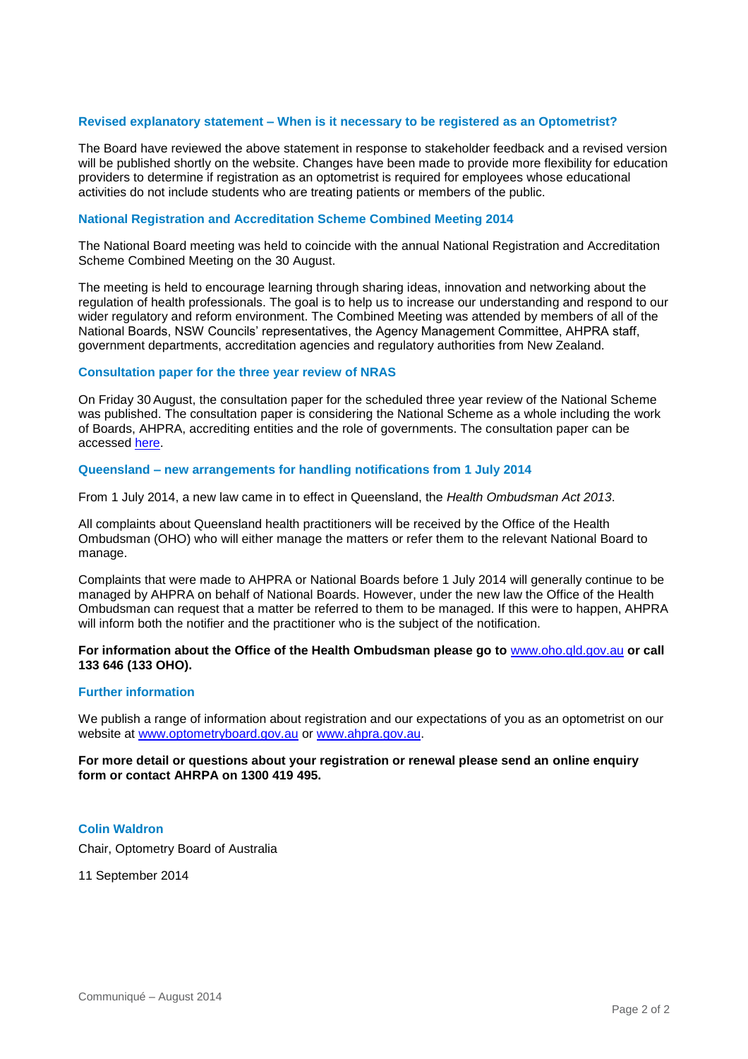### Revised explanatory statement – When is it necessary to be registered as an Optometrist?

The Board have reviewed the above statement in response to stakeholder feedback and a revised version will be published shortly on the website. Changes have been made to provide more flexibility for education providers to determine if registration as an optometrist is required for employees whose educational activities do not include students who are treating patients or members of the public.

### National Registration and Accreditation Scheme Combined Meeting 2014

The National Board meeting was held to coincide with the annual National Registration and Accreditation Scheme Combined Meeting on the 30 August.

The meeting is held to encourage learning through sharing ideas, innovation and networking about the regulation of health professionals. The goal is to help us to increase our understanding and respond to our wider regulatory and reform environment. The Combined Meeting was attended by members of all of the National Boards, NSW Councils' representatives, the Agency Management Committee, AHPRA staff, government departments, accreditation agencies and regulatory authorities from New Zealand.

### Consultation paper for the three year review of NRAS

On Friday 30 August, the consultation paper for the scheduled three year review of the National Scheme was published. The consultation paper is considering the National Scheme as a whole including the work of Boards, AHPRA, accrediting entities and the role of governments. The consultation paper can be accessed here.

### Queensland – new arrangements for handling notifications from 1 July 2014

From 1 July 2014, a new law came in to effect in Queensland, the *Health Ombudsman Act 2013*.

All complaints about Queensland health practitioners will be received by the Office of the Health Ombudsman (OHO) who will either manage the matters or refer them to the relevant National Board to manage.

Complaints that were made to AHPRA or National Boards before 1 July 2014 will generally continue to be managed by AHPRA on behalf of National Boards. However, under the new law the Office of the Health Ombudsman can request that a matter be referred to them to be managed. If this were to happen, AHPRA will inform both the notifier and the practitioner who is the subject of the notification.

**For information about the Office of the Health Ombudsman please go to www.oho.qld.gov.au or call 133 646 (133 OHO).**

### Further information

We publish a range of information about registration and our expectations of you as an optometrist on our website at www.optometryboard.gov.au or www.ahpra.gov.au.

**For more detail or questions about your registration or renewal please send an online enquiry form or contact AHRPA on 1300 419 495.**

**Colin Waldron**

Chair, Optometry Board of Australia

11 September 2014